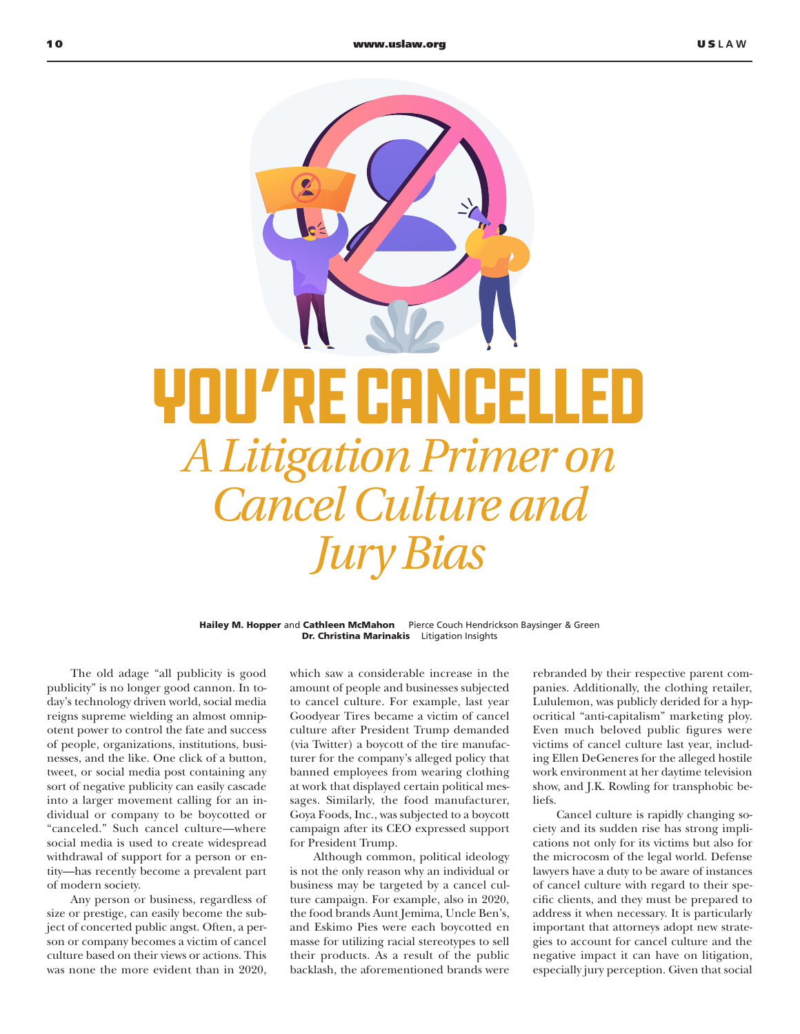# YOU'RE CANCELLED

## *A Litigation Primer on Cancel Culture and Jury Bias*

**Hailey M. Hopper** and **Cathleen McMahon** Pierce Couch Hendrickson Baysinger & Green
**Dr. Christina Marinakis** Litigation Insights

The old adage "all publicity is good publicity" is no longer good cannon. In today's technology driven world, social media reigns supreme wielding an almost omnipotent power to control the fate and success of people, organizations, institutions, businesses, and the like. One click of a button, tweet, or social media post containing any sort of negative publicity can easily cascade into a larger movement calling for an individual or company to be boycotted or "canceled." Such cancel culture—where social media is used to create widespread withdrawal of support for a person or entity—has recently become a prevalent part of modern society.

Any person or business, regardless of size or prestige, can easily become the subject of concerted public angst. Often, a person or company becomes a victim of cancel culture based on their views or actions. This was none the more evident than in 2020, which saw a considerable increase in the amount of people and businesses subjected to cancel culture. For example, last year Goodyear Tires became a victim of cancel culture after President Trump demanded (via Twitter) a boycott of the tire manufacturer for the company's alleged policy that banned employees from wearing clothing at work that displayed certain political messages. Similarly, the food manufacturer, Goya Foods, Inc., was subjected to a boycott campaign after its CEO expressed support for President Trump.

Although common, political ideology is not the only reason why an individual or business may be targeted by a cancel culture campaign. For example, also in 2020, the food brands Aunt Jemima, Uncle Ben's, and Eskimo Pies were each boycotted en masse for utilizing racial stereotypes to sell their products. As a result of the public backlash, the aforementioned brands were rebranded by their respective parent companies. Additionally, the clothing retailer, Lululemon, was publicly derided for a hypocritical "anti-capitalism" marketing ploy. Even much beloved public figures were victims of cancel culture last year, including Ellen DeGeneres for the alleged hostile work environment at her daytime television show, and J.K. Rowling for transphobic beliefs.

Cancel culture is rapidly changing society and its sudden rise has strong implications not only for its victims but also for the microcosm of the legal world. Defense lawyers have a duty to be aware of instances of cancel culture with regard to their specific clients, and they must be prepared to address it when necessary. It is particularly important that attorneys adopt new strategies to account for cancel culture and the negative impact it can have on litigation, especially jury perception. Given that social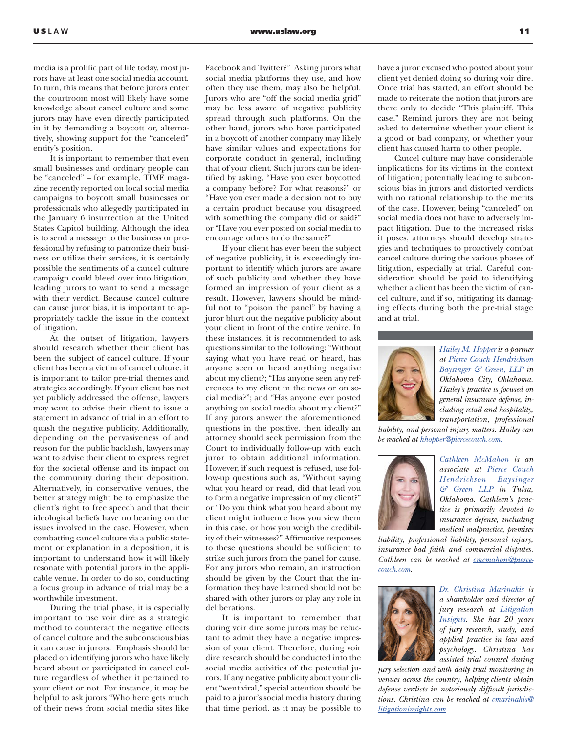media is a prolific part of life today, most jurors have at least one social media account. In turn, this means that before jurors enter the courtroom most will likely have some knowledge about cancel culture and some jurors may have even directly participated in it by demanding a boycott or, alternatively, showing support for the "canceled" entity's position.

It is important to remember that even small businesses and ordinary people can be "canceled" – for example, TIME magazine recently reported on local social media campaigns to boycott small businesses or professionals who allegedly participated in the January 6 insurrection at the United States Capitol building. Although the idea is to send a message to the business or professional by refusing to patronize their business or utilize their services, it is certainly possible the sentiments of a cancel culture campaign could bleed over into litigation, leading jurors to want to send a message with their verdict. Because cancel culture can cause juror bias, it is important to appropriately tackle the issue in the context of litigation.

At the outset of litigation, lawyers should research whether their client has been the subject of cancel culture. If your client has been a victim of cancel culture, it is important to tailor pre-trial themes and strategies accordingly. If your client has not yet publicly addressed the offense, lawyers may want to advise their client to issue a statement in advance of trial in an effort to quash the negative publicity. Additionally, depending on the pervasiveness of and reason for the public backlash, lawyers may want to advise their client to express regret for the societal offense and its impact on the community during their deposition. Alternatively, in conservative venues, the better strategy might be to emphasize the client's right to free speech and that their ideological beliefs have no bearing on the issues involved in the case. However, when combatting cancel culture via a public statement or explanation in a deposition, it is important to understand how it will likely resonate with potential jurors in the applicable venue. In order to do so, conducting a focus group in advance of trial may be a worthwhile investment.

During the trial phase, it is especially important to use voir dire as a strategic method to counteract the negative effects of cancel culture and the subconscious bias it can cause in jurors. Emphasis should be placed on identifying jurors who have likely heard about or participated in cancel culture regardless of whether it pertained to your client or not. For instance, it may be helpful to ask jurors "Who here gets much of their news from social media sites like Facebook and Twitter?" Asking jurors what social media platforms they use, and how often they use them, may also be helpful. Jurors who are "off the social media grid" may be less aware of negative publicity spread through such platforms. On the other hand, jurors who have participated in a boycott of another company may likely have similar values and expectations for corporate conduct in general, including that of your client. Such jurors can be identified by asking, "Have you ever boycotted a company before? For what reasons?" or "Have you ever made a decision not to buy a certain product because you disagreed with something the company did or said?" or "Have you ever posted on social media to encourage others to do the same?"

If your client has ever been the subject of negative publicity, it is exceedingly important to identify which jurors are aware of such publicity and whether they have formed an impression of your client as a result. However, lawyers should be mindful not to "poison the panel" by having a juror blurt out the negative publicity about your client in front of the entire venire. In these instances, it is recommended to ask questions similar to the following: "Without saying what you have read or heard, has anyone seen or heard anything negative about my client?; "Has anyone seen any references to my client in the news or on social media?"; and "Has anyone ever posted anything on social media about my client?" If any jurors answer the aforementioned questions in the positive, then ideally an attorney should seek permission from the Court to individually follow-up with each juror to obtain additional information. However, if such request is refused, use follow-up questions such as, "Without saying what you heard or read, did that lead you to form a negative impression of my client?" or "Do you think what you heard about my client might influence how you view them in this case, or how you weigh the credibility of their witnesses?" Affirmative responses to these questions should be sufficient to strike such jurors from the panel for cause. For any jurors who remain, an instruction should be given by the Court that the information they have learned should not be shared with other jurors or play any role in deliberations.

It is important to remember that during voir dire some jurors may be reluctant to admit they have a negative impression of your client. Therefore, during voir dire research should be conducted into the social media activities of the potential jurors. If any negative publicity about your client "went viral," special attention should be paid to a juror's social media history during that time period, as it may be possible to have a juror excused who posted about your client yet denied doing so during voir dire. Once trial has started, an effort should be made to reiterate the notion that jurors are there only to decide "This plaintiff, This case." Remind jurors they are not being asked to determine whether your client is a good or bad company, or whether your client has caused harm to other people.

Cancel culture may have considerable implications for its victims in the context of litigation; potentially leading to subconscious bias in jurors and distorted verdicts with no rational relationship to the merits of the case. However, being "canceled" on social media does not have to adversely impact litigation. Due to the increased risks it poses, attorneys should develop strategies and techniques to proactively combat cancel culture during the various phases of litigation, especially at trial. Careful consideration should be paid to identifying whether a client has been the victim of cancel culture, and if so, mitigating its damaging effects during both the pre-trial stage and at trial.

---

*Hailey M. Hopper is a partner at Pierce Couch Hendrickson Baysinger & Green, LLP in Oklahoma City, Oklahoma. Hailey's practice is focused on general insurance defense, including retail and hospitality, transportation, professional liability, and personal injury matters. Hailey can be reached at hhopper@piercecouch.com.*

*Cathleen McMahon is an associate at Pierce Couch Hendrickson Baysinger & Green LLP in Tulsa, Oklahoma. Cathleen's practice is primarily devoted to insurance defense, including medical malpractice, premises liability, professional liability, personal injury, insurance bad faith and commercial disputes. Cathleen can be reached at cmcmahon@piercecouch.com.*

*Dr. Christina Marinakis is a shareholder and director of jury research at Litigation Insights. She has 20 years of jury research, study, and applied practice in law and psychology. Christina has assisted trial counsel during jury selection and with daily trial monitoring in venues across the country, helping clients obtain defense verdicts in notoriously difficult jurisdictions. Christina can be reached at cmarinakis@litigationinsights.com.*